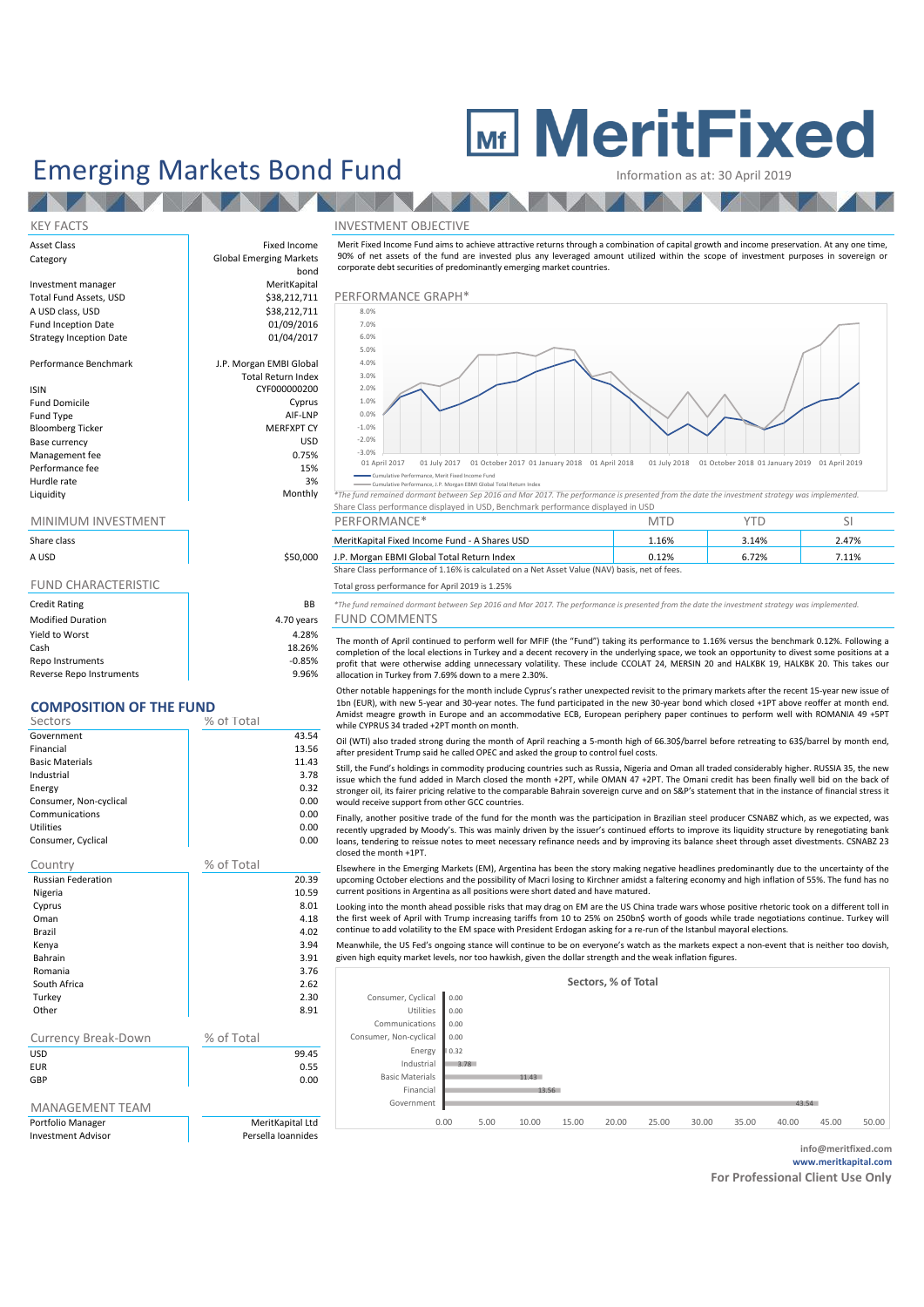# Emerging Markets Bond Fund

MeritFixed

Information as at: 30 April 2019

## KEY FACTS

| | |
|---|---|
| Asset Class | Fixed Income |
| Category | Global Emerging Markets bond |
| Investment manager | MeritKapital |
| Total Fund Assets, USD | $38,212,711 |
| A USD class, USD | $38,212,711 |
| Fund Inception Date | 01/09/2016 |
| Strategy Inception Date | 01/04/2017 |
| Performance Benchmark | J.P. Morgan EMBI Global Total Return Index |
| ISIN | CYF000000200 |
| Fund Domicile | Cyprus |
| Fund Type | AIF-LNP |
| Bloomberg Ticker | MERFXPT CY |
| Base currency | USD |
| Management fee | 0.75% |
| Performance fee | 15% |
| Hurdle rate | 3% |
| Liquidity | Monthly |

## MINIMUM INVESTMENT

| | |
|---|---|
| Share class | |
| A USD | $50,000 |

## FUND CHARACTERISTIC

| | |
|---|---|
| Credit Rating | BB |
| Modified Duration | 4.70 years |
| Yield to Worst | 4.28% |
| Cash | 18.26% |
| Repo Instruments | -0.85% |
| Reverse Repo Instruments | 9.96% |

## COMPOSITION OF THE FUND

| Sectors | % of Total |
|---|---|
| Government | 43.54 |
| Financial | 13.56 |
| Basic Materials | 11.43 |
| Industrial | 3.78 |
| Energy | 0.32 |
| Consumer, Non-cyclical | 0.00 |
| Communications | 0.00 |
| Utilities | 0.00 |
| Consumer, Cyclical | 0.00 |

| Country | % of Total |
|---|---|
| Russian Federation | 20.39 |
| Nigeria | 10.59 |
| Cyprus | 8.01 |
| Oman | 4.18 |
| Brazil | 4.02 |
| Kenya | 3.94 |
| Bahrain | 3.91 |
| Romania | 3.76 |
| South Africa | 2.62 |
| Turkey | 2.30 |
| Other | 8.91 |

| Currency Break-Down | % of Total |
|---|---|
| USD | 99.45 |
| EUR | 0.55 |
| GBP | 0.00 |

## MANAGEMENT TEAM

| | |
|---|---|
| Portfolio Manager | MeritKapital Ltd |
| Investment Advisor | Persella Ioannides |

## INVESTMENT OBJECTIVE

Merit Fixed Income Fund aims to achieve attractive returns through a combination of capital growth and income preservation. At any one time, 90% of net assets of the fund are invested plus any leveraged amount utilized within the scope of investment purposes in sovereign or corporate debt securities of predominantly emerging market countries.

## PERFORMANCE GRAPH*

8.0%
7.0%
6.0%
5.0%
4.0%
3.0%
2.0%
1.0%
0.0%
-1.0%
-2.0%
-3.0%

01 April 2017 01 July 2017 01 October 2017 01 January 2018 01 April 2018 01 July 2018 01 October 2018 01 January 2019 01 April 2019

Cumulative Performance, Merit Fixed Income Fund
Cumulative Performance, J.P. Morgan EMBI Global Total Return Index

*The fund remained dormant between Sep 2016 and Mar 2017. The performance is presented from the date the investment strategy was implemented.

Share Class performance displayed in USD, Benchmark performance displayed in USD

| PERFORMANCE* | MTD | YTD | SI |
|---|---|---|---|
| MeritKapital Fixed Income Fund - A Shares USD | 1.16% | 3.14% | 2.47% |
| J.P. Morgan EMBI Global Total Return Index | 0.12% | 6.72% | 7.11% |

Share Class performance of 1.16% is calculated on a Net Asset Value (NAV) basis, net of fees.

Total gross performance for April 2019 is 1.25%

*The fund remained dormant between Sep 2016 and Mar 2017. The performance is presented from the date the investment strategy was implemented.

## FUND COMMENTS

The month of April continued to perform well for MFIF (the "Fund") taking its performance to 1.16% versus the benchmark 0.12%. Following a completion of the local elections in Turkey and a decent recovery in the underlying space, we took an opportunity to divest some positions at a profit that were otherwise adding unnecessary volatility. These include CCOLAT 24, MERSIN 20 and HALKBK 19, HALKBK 20. This takes our allocation in Turkey from 7.69% down to a mere 2.30%.

Other notable happenings for the month include Cyprus's rather unexpected revisit to the primary markets after the recent 15-year new issue of 1bn (EUR), with new 5-year and 30-year notes. The fund participated in the new 30-year bond which closed +1PT above reoffer at month end. Amidst meagre growth in Europe and an accommodative ECB, European periphery paper continues to perform well with ROMANIA 49 +5PT while CYPRUS 34 traded +2PT month on month.

Oil (WTI) also traded strong during the month of April reaching a 5-month high of 66.30$/barrel before retreating to 63$/barrel by month end, after president Trump said he called OPEC and asked the group to control fuel costs.

Still, the Fund's holdings in commodity producing countries such as Russia, Nigeria and Oman all traded considerably higher. RUSSIA 35, the new issue which the fund added in March closed the month +2PT, while OMAN 47 +2PT. The Omani credit has been finally well bid on the back of stronger oil, its fairer pricing relative to the comparable Bahrain sovereign curve and on S&P's statement that in the instance of financial stress it would receive support from other GCC countries.

Finally, another positive trade of the fund for the month was the participation in Brazilian steel producer CSNABZ which, as we expected, was recently upgraded by Moody's. This was mainly driven by the issuer's continued efforts to improve its liquidity structure by renegotiating bank loans, tendering to reissue notes to meet necessary refinance needs and by improving its balance sheet through asset divestments. CSNABZ 23 closed the month +1PT.

Elsewhere in the Emerging Markets (EM), Argentina has been the story making negative headlines predominantly due to the uncertainty of the upcoming October elections and the possibility of Macri losing to Kirchner amidst a faltering economy and high inflation of 55%. The fund has no current positions in Argentina as all positions were short dated and have matured.

Looking into the month ahead possible risks that may drag on EM are the US China trade wars whose positive rhetoric took on a different toll in the first week of April with Trump increasing tariffs from 10 to 25% on 250bn$ worth of goods while trade negotiations continue. Turkey will continue to add volatility to the EM space with President Erdogan asking for a re-run of the Istanbul mayoral elections.

Meanwhile, the US Fed's ongoing stance will continue to be on everyone's watch as the markets expect a non-event that is neither too dovish, given high equity market levels, nor too hawkish, given the dollar strength and the weak inflation figures.

Sectors, % of Total

Consumer, Cyclical 0.00
Utilities 0.00
Communications 0.00
Consumer, Non-cyclical 0.00
Energy 0.32
Industrial 3.78
Basic Materials 11.43
Financial 13.56
Government 43.54

0.00 5.00 10.00 15.00 20.00 25.00 30.00 35.00 40.00 45.00 50.00

info@meritfixed.com
www.meritkapital.com

**For Professional Client Use Only**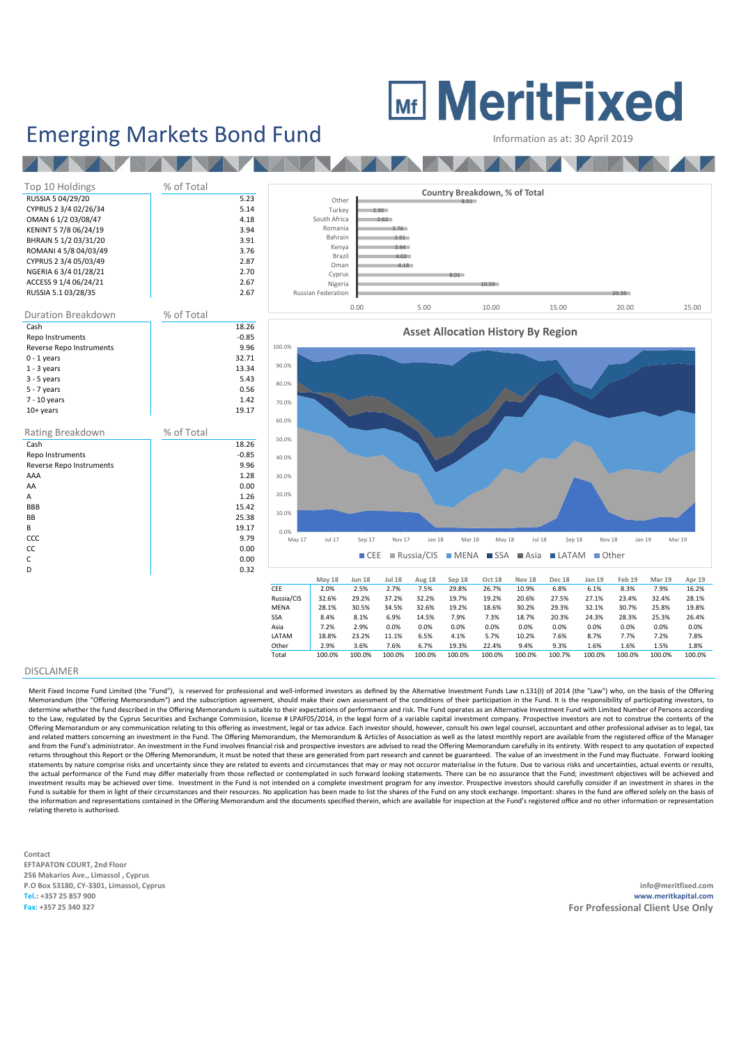# Emerging Markets Bond Fund

**MeritFixed**

Information as at: 30 April 2019

| Top 10 Holdings | % of Total |
|---|---|
| RUSSIA 5 04/29/20 | 5.23 |
| CYPRUS 2 3/4 02/26/34 | 5.14 |
| OMAN 6 1/2 03/08/47 | 4.18 |
| KENINT 5 7/8 06/24/19 | 3.94 |
| BHRAIN 5 1/2 03/31/20 | 3.91 |
| ROMANI 4 5/8 04/03/49 | 3.76 |
| CYPRUS 2 3/4 05/03/49 | 2.87 |
| NGERIA 6 3/4 01/28/21 | 2.70 |
| ACCESS 9 1/4 06/24/21 | 2.67 |
| RUSSIA 5.1 03/28/35 | 2.67 |

| Duration Breakdown | % of Total |
|---|---|
| Cash | 18.26 |
| Repo Instruments | -0.85 |
| Reverse Repo Instruments | 9.96 |
| 0 - 1 years | 32.71 |
| 1 - 3 years | 13.34 |
| 3 - 5 years | 5.43 |
| 5 - 7 years | 0.56 |
| 7 - 10 years | 1.42 |
| 10+ years | 19.17 |

| Rating Breakdown | % of Total |
|---|---|
| Cash | 18.26 |
| Repo Instruments | -0.85 |
| Reverse Repo Instruments | 9.96 |
| AAA | 1.28 |
| AA | 0.00 |
| A | 1.26 |
| BBB | 15.42 |
| BB | 25.38 |
| B | 19.17 |
| CCC | 9.79 |
| CC | 0.00 |
| C | 0.00 |
| D | 0.32 |

**Country Breakdown, % of Total**

Other 8.91
Turkey 2.30
South Africa 2.62
Romania 3.76
Bahrain 3.91
Kenya 3.94
Brazil 4.02
Oman 4.18
Cyprus 8.01
Nigeria 10.59
Russian Federation 20.39

0.00 5.00 10.00 15.00 20.00 25.00

**Asset Allocation History By Region**

0.0% 10.0% 20.0% 30.0% 40.0% 50.0% 60.0% 70.0% 80.0% 90.0% 100.0%

May 17 Jul 17 Sep 17 Nov 17 Jan 18 Mar 18 May 18 Jul 18 Sep 18 Nov 18 Jan 19 Mar 19

CEE Russia/CIS MENA SSA Asia LATAM Other

| | May 18 | Jun 18 | Jul 18 | Aug 18 | Sep 18 | Oct 18 | Nov 18 | Dec 18 | Jan 19 | Feb 19 | Mar 19 | Apr 19 |
|---|---|---|---|---|---|---|---|---|---|---|---|---|
| CEE | 2.0% | 2.5% | 2.7% | 7.5% | 29.8% | 26.7% | 10.9% | 6.8% | 6.1% | 8.3% | 7.9% | 16.2% |
| Russia/CIS | 32.6% | 29.2% | 37.2% | 32.2% | 19.7% | 19.2% | 20.6% | 27.5% | 27.1% | 23.4% | 32.4% | 28.1% |
| MENA | 28.1% | 30.5% | 34.5% | 32.6% | 19.2% | 18.6% | 30.2% | 29.3% | 32.1% | 30.7% | 25.8% | 19.8% |
| SSA | 8.4% | 8.1% | 6.9% | 14.5% | 7.9% | 7.3% | 18.7% | 20.3% | 24.3% | 28.3% | 25.3% | 26.4% |
| Asia | 7.2% | 2.9% | 0.0% | 0.0% | 0.0% | 0.0% | 0.0% | 0.0% | 0.0% | 0.0% | 0.0% | 0.0% |
| LATAM | 18.8% | 23.2% | 11.1% | 6.5% | 4.1% | 5.7% | 10.2% | 7.6% | 8.7% | 7.7% | 7.2% | 7.8% |
| Other | 2.9% | 3.6% | 7.6% | 6.7% | 19.3% | 22.4% | 9.4% | 9.3% | 1.6% | 1.6% | 1.5% | 1.8% |
| Total | 100.0% | 100.0% | 100.0% | 100.0% | 100.0% | 100.0% | 100.0% | 100.7% | 100.0% | 100.0% | 100.0% | 100.0% |

## DISCLAIMER

Merit Fixed Income Fund Limited (the "Fund"), is reserved for professional and well-informed investors as defined by the Alternative Investment Funds Law n.131(I) of 2014 (the "Law") who, on the basis of the Offering Memorandum (the "Offering Memorandum") and the subscription agreement, should make their own assessment of the conditions of their participation in the Fund. It is the responsibility of participating investors, to determine whether the fund described in the Offering Memorandum is suitable to their expectations of performance and risk. The Fund operates as an Alternative Investment Fund with Limited Number of Persons according to the Law, regulated by the Cyprus Securities and Exchange Commission, license # LPAIF05/2014, in the legal form of a variable capital investment company. Prospective investors are not to construe the contents of the Offering Memorandum or any communication relating to this offering as investment, legal or tax advice. Each investor should, however, consult his own legal counsel, accountant and other professional adviser as to legal, tax and related matters concerning an investment in the Fund. The Offering Memorandum, the Memorandum & Articles of Association as well as the latest monthly report are available from the registered office of the Manager and from the Fund's administrator. An investment in the Fund involves financial risk and prospective investors are advised to read the Offering Memorandum carefully in its entirety. With respect to any quotation of expected returns throughout this Report or the Offering Memorandum, it must be noted that these are generated from part research and cannot be guaranteed. The value of an investment in the Fund may fluctuate. Forward looking statements by nature comprise risks and uncertainty since they are related to events and circumstances that may or may not occuror materialise in the future. Due to various risks and uncertainties, actual events or results, the actual performance of the Fund may differ materially from those reflected or contemplated in such forward looking statements. There can be no assurance that the Fund; investment objectives will be achieved and investment results may be achieved over time. Investment in the Fund is not intended on a complete investment program for any investor. Prospective investors should carefully consider if an investment in shares in the Fund is suitable for them in light of their circumstances and their resources. No application has been made to list the shares of the Fund on any stock exchange. Important: shares in the fund are offered solely on the basis of the information and representations contained in the Offering Memorandum and the documents specified therein, which are available for inspection at the Fund's registered office and no other information or representation relating thereto is authorised.

**Contact**
**EFTAPATON COURT, 2nd Floor**
**256 Makarios Ave., Limassol , Cyprus**
**P.O Box 53180, CY-3301, Limassol, Cyprus**
**Tel.: +357 25 857 900**
**Fax: +357 25 340 327**

**info@meritfixed.com**
**www.meritkapital.com**
**For Professional Client Use Only**